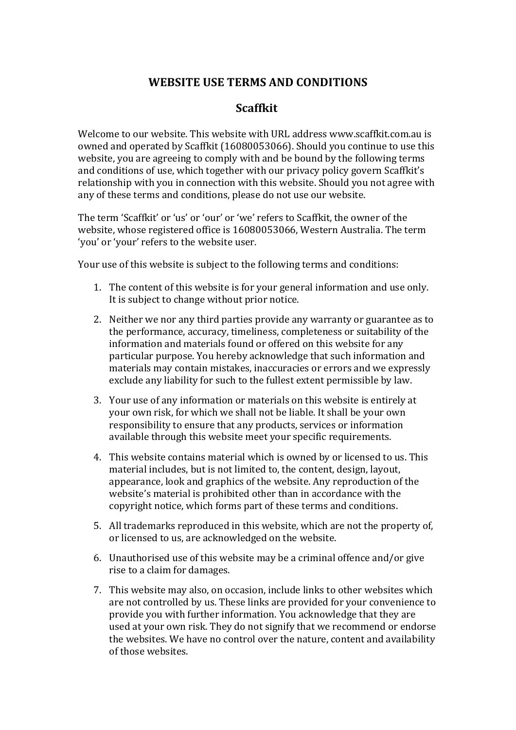# WEBSITE USE TERMS AND CONDITIONS

## Scaffkit

Welcome to our website. This website with URL address www.scaffkit.com.au is owned and operated by Scaffkit (16080053066). Should you continue to use this website, you are agreeing to comply with and be bound by the following terms and conditions of use, which together with our privacy policy govern Scaffkit's relationship with you in connection with this website. Should you not agree with any of these terms and conditions, please do not use our website.

The term 'Scaffkit' or 'us' or 'our' or 'we' refers to Scaffkit, the owner of the website, whose registered office is 16080053066, Western Australia. The term 'you' or 'your' refers to the website user.

Your use of this website is subject to the following terms and conditions:

1. The content of this website is for your general information and use only. It is subject to change without prior notice.
2. Neither we nor any third parties provide any warranty or guarantee as to the performance, accuracy, timeliness, completeness or suitability of the information and materials found or offered on this website for any particular purpose. You hereby acknowledge that such information and materials may contain mistakes, inaccuracies or errors and we expressly exclude any liability for such to the fullest extent permissible by law.
3. Your use of any information or materials on this website is entirely at your own risk, for which we shall not be liable. It shall be your own responsibility to ensure that any products, services or information available through this website meet your specific requirements.
4. This website contains material which is owned by or licensed to us. This material includes, but is not limited to, the content, design, layout, appearance, look and graphics of the website. Any reproduction of the website's material is prohibited other than in accordance with the copyright notice, which forms part of these terms and conditions.
5. All trademarks reproduced in this website, which are not the property of, or licensed to us, are acknowledged on the website.
6. Unauthorised use of this website may be a criminal offence and/or give rise to a claim for damages.
7. This website may also, on occasion, include links to other websites which are not controlled by us. These links are provided for your convenience to provide you with further information. You acknowledge that they are used at your own risk. They do not signify that we recommend or endorse the websites. We have no control over the nature, content and availability of those websites.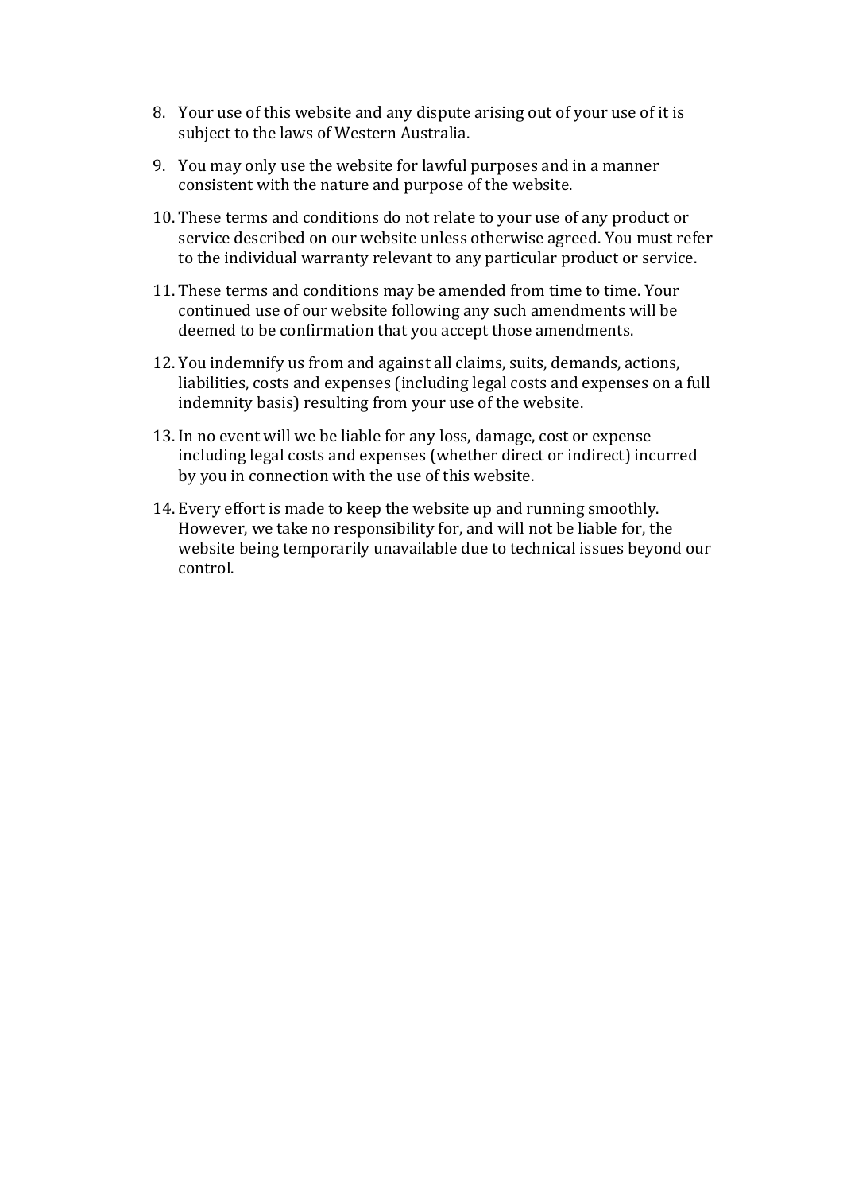8. Your use of this website and any dispute arising out of your use of it is subject to the laws of Western Australia.
9. You may only use the website for lawful purposes and in a manner consistent with the nature and purpose of the website.
10. These terms and conditions do not relate to your use of any product or service described on our website unless otherwise agreed. You must refer to the individual warranty relevant to any particular product or service.
11. These terms and conditions may be amended from time to time. Your continued use of our website following any such amendments will be deemed to be confirmation that you accept those amendments.
12. You indemnify us from and against all claims, suits, demands, actions, liabilities, costs and expenses (including legal costs and expenses on a full indemnity basis) resulting from your use of the website.
13. In no event will we be liable for any loss, damage, cost or expense including legal costs and expenses (whether direct or indirect) incurred by you in connection with the use of this website.
14. Every effort is made to keep the website up and running smoothly. However, we take no responsibility for, and will not be liable for, the website being temporarily unavailable due to technical issues beyond our control.